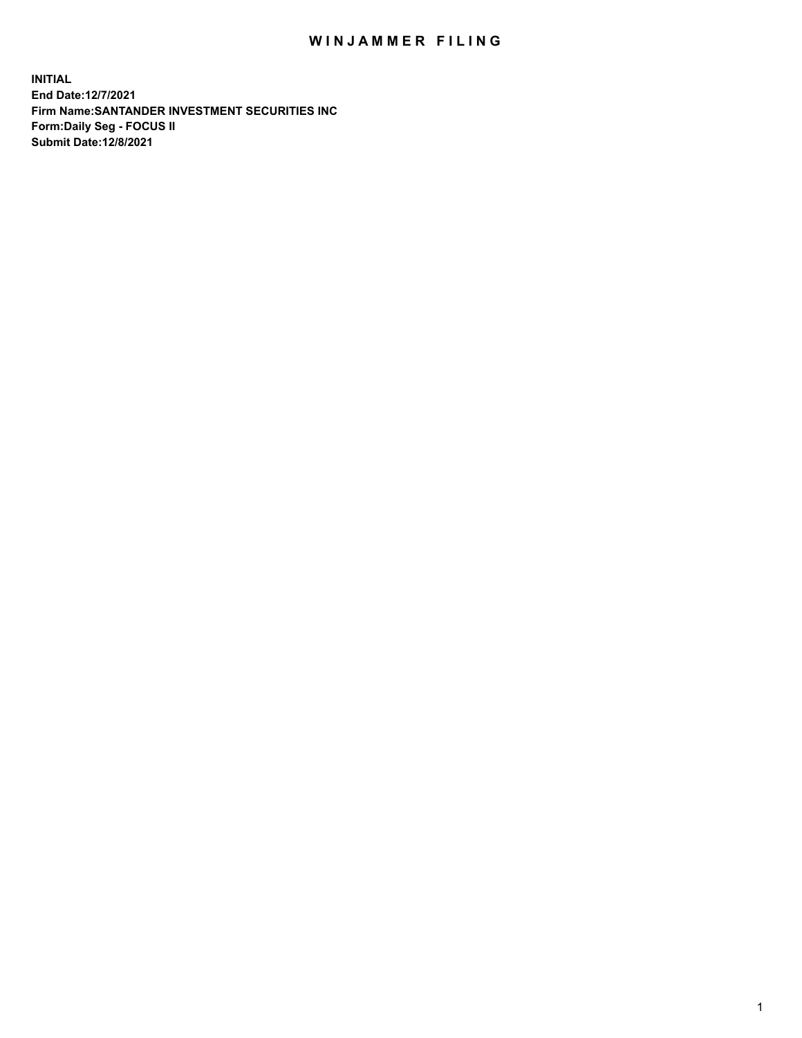# WINJAMMER FILING

**INITIAL**
**End Date:12/7/2021**
**Firm Name:SANTANDER INVESTMENT SECURITIES INC**
**Form:Daily Seg - FOCUS II**
**Submit Date:12/8/2021**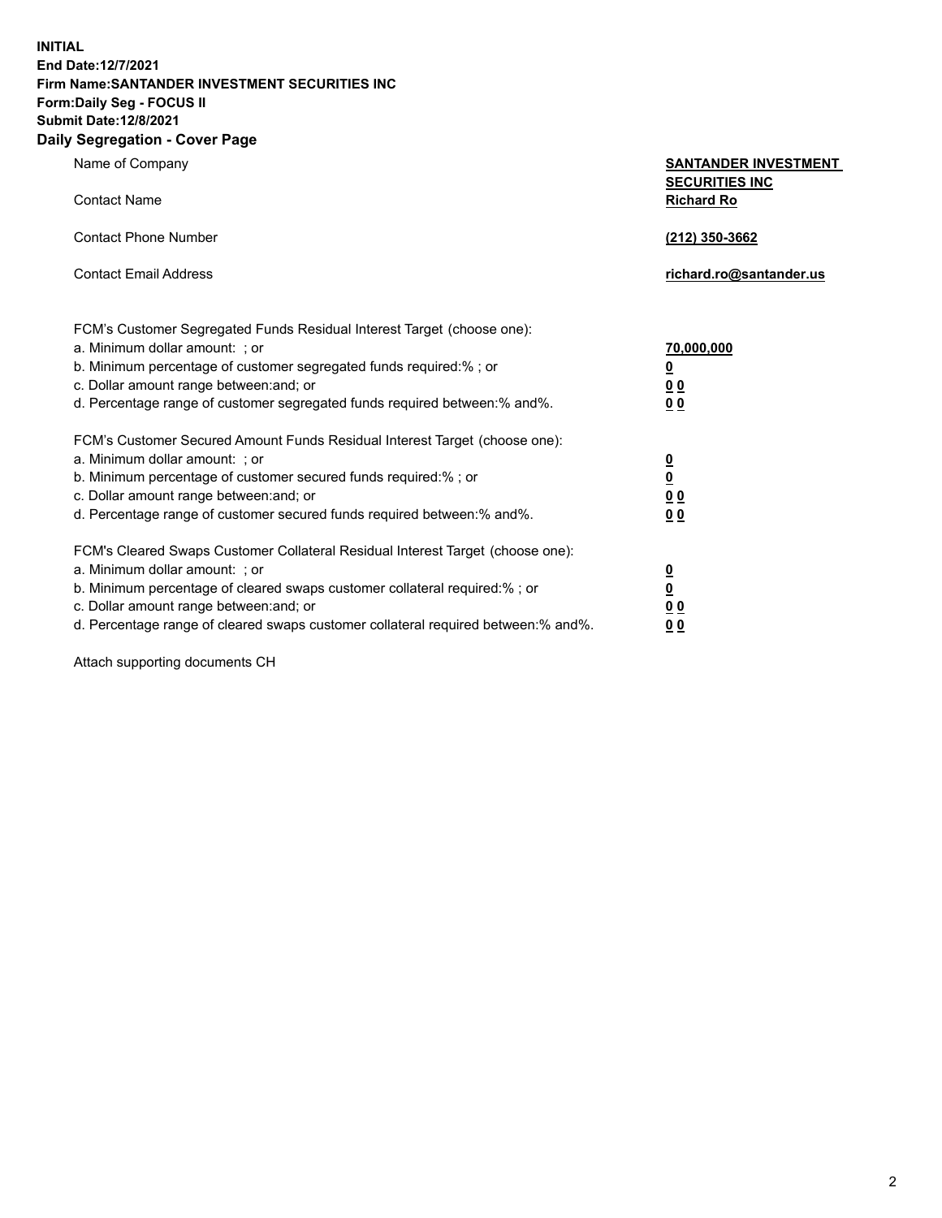**INITIAL**
**End Date:12/7/2021**
**Firm Name:SANTANDER INVESTMENT SECURITIES INC**
**Form:Daily Seg - FOCUS II**
**Submit Date:12/8/2021**

## Daily Segregation - Cover Page

| | |
|---|---|
| Name of Company | **SANTANDER INVESTMENT SECURITIES INC** |
| Contact Name | **Richard Ro** |
| Contact Phone Number | **(212) 350-3662** |
| Contact Email Address | **richard.ro@santander.us** |

FCM's Customer Segregated Funds Residual Interest Target (choose one):

| | |
|---|---|
| a. Minimum dollar amount: ; or | **70,000,000** |
| b. Minimum percentage of customer segregated funds required:% ; or | **0** |
| c. Dollar amount range between:and; or | **0 0** |
| d. Percentage range of customer segregated funds required between:% and%. | **0 0** |

FCM's Customer Secured Amount Funds Residual Interest Target (choose one):

| | |
|---|---|
| a. Minimum dollar amount: ; or | **0** |
| b. Minimum percentage of customer secured funds required:% ; or | **0** |
| c. Dollar amount range between:and; or | **0 0** |
| d. Percentage range of customer secured funds required between:% and%. | **0 0** |

FCM's Cleared Swaps Customer Collateral Residual Interest Target (choose one):

| | |
|---|---|
| a. Minimum dollar amount: ; or | **0** |
| b. Minimum percentage of cleared swaps customer collateral required:% ; or | **0** |
| c. Dollar amount range between:and; or | **0 0** |
| d. Percentage range of cleared swaps customer collateral required between:% and%. | **0 0** |

Attach supporting documents CH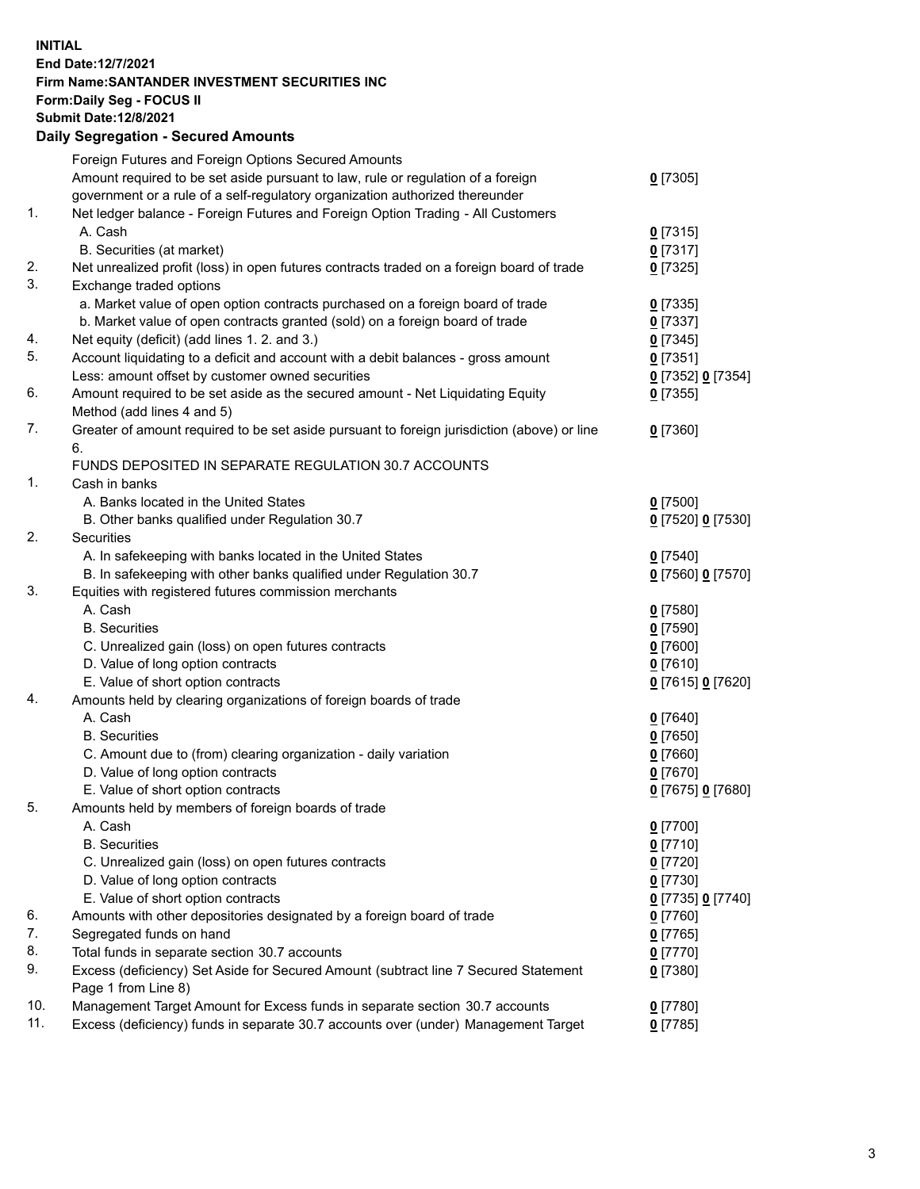**INITIAL**
**End Date:12/7/2021**
**Firm Name:SANTANDER INVESTMENT SECURITIES INC**
**Form:Daily Seg - FOCUS II**
**Submit Date:12/8/2021**

## Daily Segregation - Secured Amounts

| | | |
|---|---|---|
| | Foreign Futures and Foreign Options Secured Amounts | |
| | Amount required to be set aside pursuant to law, rule or regulation of a foreign government or a rule of a self-regulatory organization authorized thereunder | **0** [7305] |
| 1. | Net ledger balance - Foreign Futures and Foreign Option Trading - All Customers | |
| | A. Cash | **0** [7315] |
| | B. Securities (at market) | **0** [7317] |
| 2. | Net unrealized profit (loss) in open futures contracts traded on a foreign board of trade | **0** [7325] |
| 3. | Exchange traded options | |
| | a. Market value of open option contracts purchased on a foreign board of trade | **0** [7335] |
| | b. Market value of open contracts granted (sold) on a foreign board of trade | **0** [7337] |
| 4. | Net equity (deficit) (add lines 1. 2. and 3.) | **0** [7345] |
| 5. | Account liquidating to a deficit and account with a debit balances - gross amount | **0** [7351] |
| | Less: amount offset by customer owned securities | **0** [7352] **0** [7354] |
| 6. | Amount required to be set aside as the secured amount - Net Liquidating Equity Method (add lines 4 and 5) | **0** [7355] |
| 7. | Greater of amount required to be set aside pursuant to foreign jurisdiction (above) or line 6. | **0** [7360] |
| | FUNDS DEPOSITED IN SEPARATE REGULATION 30.7 ACCOUNTS | |
| 1. | Cash in banks | |
| | A. Banks located in the United States | **0** [7500] |
| | B. Other banks qualified under Regulation 30.7 | **0** [7520] **0** [7530] |
| 2. | Securities | |
| | A. In safekeeping with banks located in the United States | **0** [7540] |
| | B. In safekeeping with other banks qualified under Regulation 30.7 | **0** [7560] **0** [7570] |
| 3. | Equities with registered futures commission merchants | |
| | A. Cash | **0** [7580] |
| | B. Securities | **0** [7590] |
| | C. Unrealized gain (loss) on open futures contracts | **0** [7600] |
| | D. Value of long option contracts | **0** [7610] |
| | E. Value of short option contracts | **0** [7615] **0** [7620] |
| 4. | Amounts held by clearing organizations of foreign boards of trade | |
| | A. Cash | **0** [7640] |
| | B. Securities | **0** [7650] |
| | C. Amount due to (from) clearing organization - daily variation | **0** [7660] |
| | D. Value of long option contracts | **0** [7670] |
| | E. Value of short option contracts | **0** [7675] **0** [7680] |
| 5. | Amounts held by members of foreign boards of trade | |
| | A. Cash | **0** [7700] |
| | B. Securities | **0** [7710] |
| | C. Unrealized gain (loss) on open futures contracts | **0** [7720] |
| | D. Value of long option contracts | **0** [7730] |
| | E. Value of short option contracts | **0** [7735] **0** [7740] |
| 6. | Amounts with other depositories designated by a foreign board of trade | **0** [7760] |
| 7. | Segregated funds on hand | **0** [7765] |
| 8. | Total funds in separate section 30.7 accounts | **0** [7770] |
| 9. | Excess (deficiency) Set Aside for Secured Amount (subtract line 7 Secured Statement Page 1 from Line 8) | **0** [7380] |
| 10. | Management Target Amount for Excess funds in separate section 30.7 accounts | **0** [7780] |
| 11. | Excess (deficiency) funds in separate 30.7 accounts over (under) Management Target | **0** [7785] |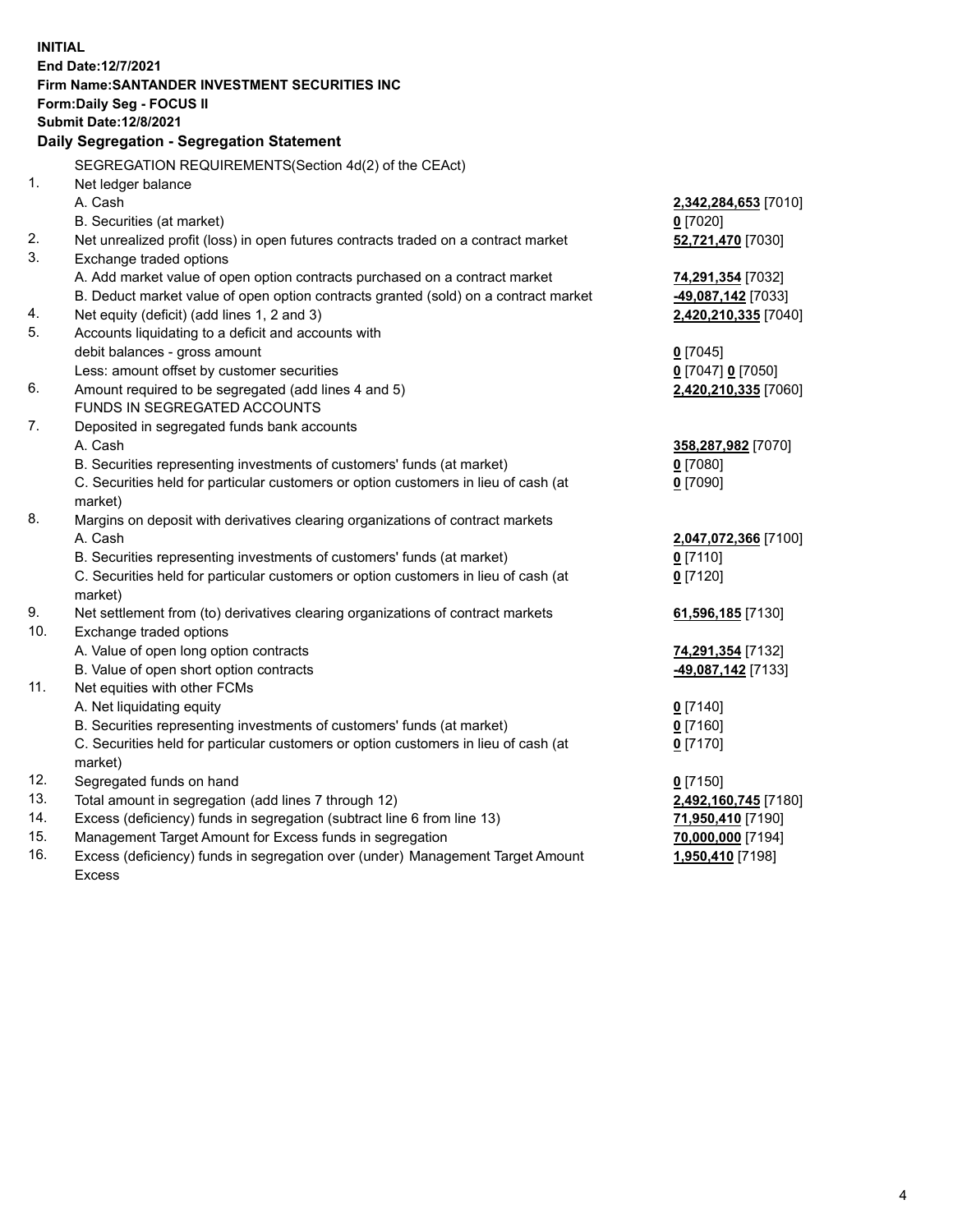**INITIAL**
**End Date:12/7/2021**
**Firm Name:SANTANDER INVESTMENT SECURITIES INC**
**Form:Daily Seg - FOCUS II**
**Submit Date:12/8/2021**

## Daily Segregation - Segregation Statement

SEGREGATION REQUIREMENTS(Section 4d(2) of the CEAct)

| | | |
|---|---|---|
| 1. | Net ledger balance | |
| | A. Cash | **2,342,284,653** [7010] |
| | B. Securities (at market) | **0** [7020] |
| 2. | Net unrealized profit (loss) in open futures contracts traded on a contract market | **52,721,470** [7030] |
| 3. | Exchange traded options | |
| | A. Add market value of open option contracts purchased on a contract market | **74,291,354** [7032] |
| | B. Deduct market value of open option contracts granted (sold) on a contract market | **-49,087,142** [7033] |
| 4. | Net equity (deficit) (add lines 1, 2 and 3) | **2,420,210,335** [7040] |
| 5. | Accounts liquidating to a deficit and accounts with debit balances - gross amount | **0** [7045] |
| | Less: amount offset by customer securities | **0** [7047] **0** [7050] |
| 6. | Amount required to be segregated (add lines 4 and 5) | **2,420,210,335** [7060] |
| | FUNDS IN SEGREGATED ACCOUNTS | |
| 7. | Deposited in segregated funds bank accounts | |
| | A. Cash | **358,287,982** [7070] |
| | B. Securities representing investments of customers' funds (at market) | **0** [7080] |
| | C. Securities held for particular customers or option customers in lieu of cash (at market) | **0** [7090] |
| 8. | Margins on deposit with derivatives clearing organizations of contract markets | |
| | A. Cash | **2,047,072,366** [7100] |
| | B. Securities representing investments of customers' funds (at market) | **0** [7110] |
| | C. Securities held for particular customers or option customers in lieu of cash (at market) | **0** [7120] |
| 9. | Net settlement from (to) derivatives clearing organizations of contract markets | **61,596,185** [7130] |
| 10. | Exchange traded options | |
| | A. Value of open long option contracts | **74,291,354** [7132] |
| | B. Value of open short option contracts | **-49,087,142** [7133] |
| 11. | Net equities with other FCMs | |
| | A. Net liquidating equity | **0** [7140] |
| | B. Securities representing investments of customers' funds (at market) | **0** [7160] |
| | C. Securities held for particular customers or option customers in lieu of cash (at market) | **0** [7170] |
| 12. | Segregated funds on hand | **0** [7150] |
| 13. | Total amount in segregation (add lines 7 through 12) | **2,492,160,745** [7180] |
| 14. | Excess (deficiency) funds in segregation (subtract line 6 from line 13) | **71,950,410** [7190] |
| 15. | Management Target Amount for Excess funds in segregation | **70,000,000** [7194] |
| 16. | Excess (deficiency) funds in segregation over (under) Management Target Amount Excess | **1,950,410** [7198] |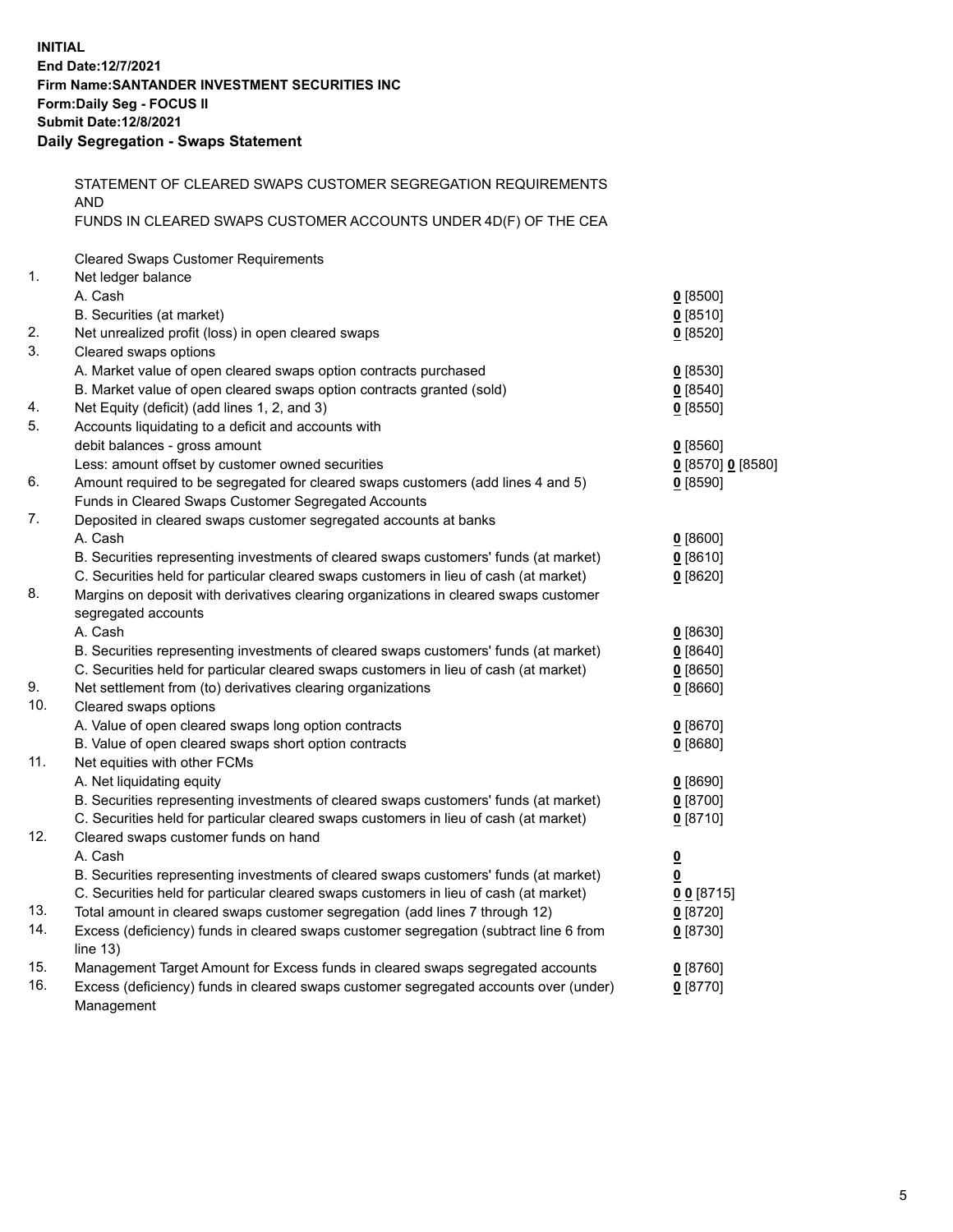**INITIAL**
**End Date:12/7/2021**
**Firm Name:SANTANDER INVESTMENT SECURITIES INC**
**Form:Daily Seg - FOCUS II**
**Submit Date:12/8/2021**
**Daily Segregation - Swaps Statement**

STATEMENT OF CLEARED SWAPS CUSTOMER SEGREGATION REQUIREMENTS AND FUNDS IN CLEARED SWAPS CUSTOMER ACCOUNTS UNDER 4D(F) OF THE CEA

| | | |
|---|---|---|
| | Cleared Swaps Customer Requirements | |
| 1. | Net ledger balance | |
| | A. Cash | 0 [8500] |
| | B. Securities (at market) | 0 [8510] |
| 2. | Net unrealized profit (loss) in open cleared swaps | 0 [8520] |
| 3. | Cleared swaps options | |
| | A. Market value of open cleared swaps option contracts purchased | 0 [8530] |
| | B. Market value of open cleared swaps option contracts granted (sold) | 0 [8540] |
| 4. | Net Equity (deficit) (add lines 1, 2, and 3) | 0 [8550] |
| 5. | Accounts liquidating to a deficit and accounts with debit balances - gross amount | 0 [8560] |
| | Less: amount offset by customer owned securities | 0 [8570] 0 [8580] |
| 6. | Amount required to be segregated for cleared swaps customers (add lines 4 and 5) | 0 [8590] |
| | Funds in Cleared Swaps Customer Segregated Accounts | |
| 7. | Deposited in cleared swaps customer segregated accounts at banks | |
| | A. Cash | 0 [8600] |
| | B. Securities representing investments of cleared swaps customers' funds (at market) | 0 [8610] |
| | C. Securities held for particular cleared swaps customers in lieu of cash (at market) | 0 [8620] |
| 8. | Margins on deposit with derivatives clearing organizations in cleared swaps customer segregated accounts | |
| | A. Cash | 0 [8630] |
| | B. Securities representing investments of cleared swaps customers' funds (at market) | 0 [8640] |
| | C. Securities held for particular cleared swaps customers in lieu of cash (at market) | 0 [8650] |
| 9. | Net settlement from (to) derivatives clearing organizations | 0 [8660] |
| 10. | Cleared swaps options | |
| | A. Value of open cleared swaps long option contracts | 0 [8670] |
| | B. Value of open cleared swaps short option contracts | 0 [8680] |
| 11. | Net equities with other FCMs | |
| | A. Net liquidating equity | 0 [8690] |
| | B. Securities representing investments of cleared swaps customers' funds (at market) | 0 [8700] |
| | C. Securities held for particular cleared swaps customers in lieu of cash (at market) | 0 [8710] |
| 12. | Cleared swaps customer funds on hand | |
| | A. Cash | 0 |
| | B. Securities representing investments of cleared swaps customers' funds (at market) | 0 |
| | C. Securities held for particular cleared swaps customers in lieu of cash (at market) | 0 0 [8715] |
| 13. | Total amount in cleared swaps customer segregation (add lines 7 through 12) | 0 [8720] |
| 14. | Excess (deficiency) funds in cleared swaps customer segregation (subtract line 6 from line 13) | 0 [8730] |
| 15. | Management Target Amount for Excess funds in cleared swaps segregated accounts | 0 [8760] |
| 16. | Excess (deficiency) funds in cleared swaps customer segregated accounts over (under) Management | 0 [8770] |